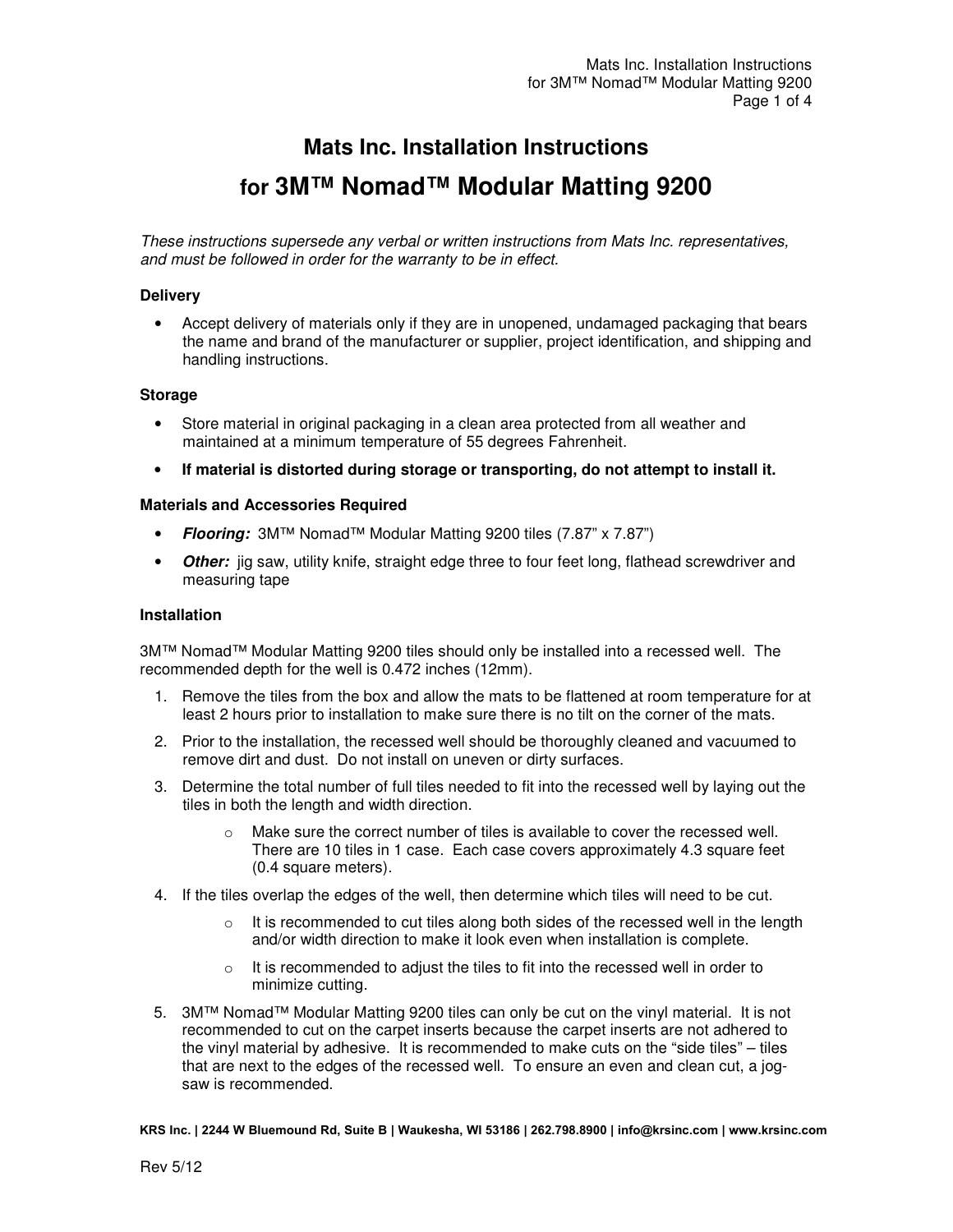# Mats Inc. Installation Instructions

## for 3M™ Nomad™ Modular Matting 9200

*These instructions supersede any verbal or written instructions from Mats Inc. representatives, and must be followed in order for the warranty to be in effect.*

### Delivery

- Accept delivery of materials only if they are in unopened, undamaged packaging that bears the name and brand of the manufacturer or supplier, project identification, and shipping and handling instructions.

### Storage

- Store material in original packaging in a clean area protected from all weather and maintained at a minimum temperature of 55 degrees Fahrenheit.
- **If material is distorted during storage or transporting, do not attempt to install it.**

### Materials and Accessories Required

- ***Flooring:*** 3M™ Nomad™ Modular Matting 9200 tiles (7.87" x 7.87")
- ***Other:*** jig saw, utility knife, straight edge three to four feet long, flathead screwdriver and measuring tape

### Installation

3M™ Nomad™ Modular Matting 9200 tiles should only be installed into a recessed well. The recommended depth for the well is 0.472 inches (12mm).

1. Remove the tiles from the box and allow the mats to be flattened at room temperature for at least 2 hours prior to installation to make sure there is no tilt on the corner of the mats.
2. Prior to the installation, the recessed well should be thoroughly cleaned and vacuumed to remove dirt and dust. Do not install on uneven or dirty surfaces.
3. Determine the total number of full tiles needed to fit into the recessed well by laying out the tiles in both the length and width direction.
    - Make sure the correct number of tiles is available to cover the recessed well. There are 10 tiles in 1 case. Each case covers approximately 4.3 square feet (0.4 square meters).
4. If the tiles overlap the edges of the well, then determine which tiles will need to be cut.
    - It is recommended to cut tiles along both sides of the recessed well in the length and/or width direction to make it look even when installation is complete.
    - It is recommended to adjust the tiles to fit into the recessed well in order to minimize cutting.
5. 3M™ Nomad™ Modular Matting 9200 tiles can only be cut on the vinyl material. It is not recommended to cut on the carpet inserts because the carpet inserts are not adhered to the vinyl material by adhesive. It is recommended to make cuts on the "side tiles" – tiles that are next to the edges of the recessed well. To ensure an even and clean cut, a jog-saw is recommended.

KRS Inc. | 2244 W Bluemound Rd, Suite B | Waukesha, WI 53186 | 262.798.8900 | info@krsinc.com | www.krsinc.com

Rev 5/12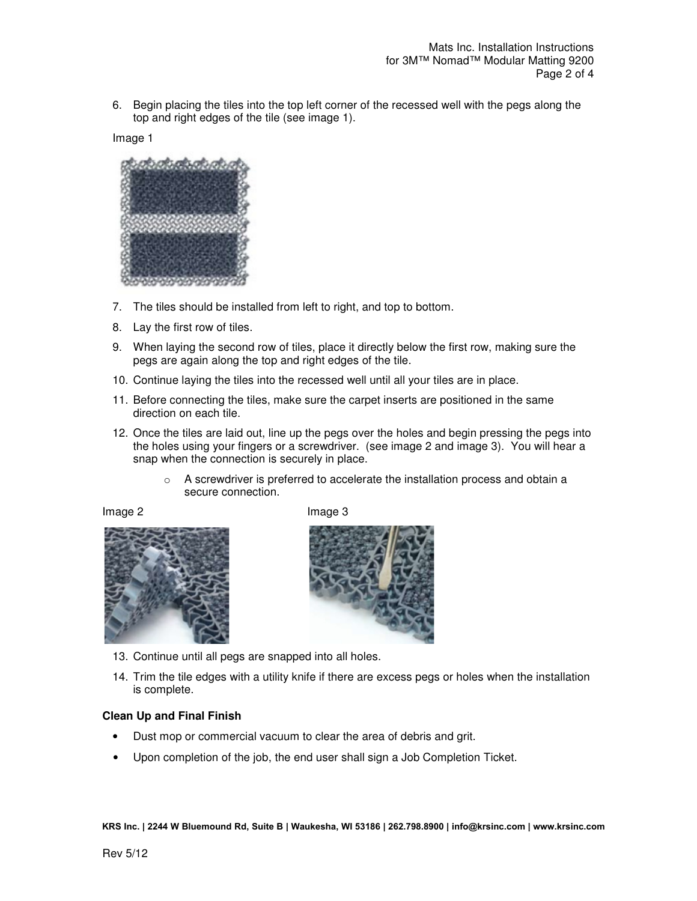6. Begin placing the tiles into the top left corner of the recessed well with the pegs along the top and right edges of the tile (see image 1).

Image 1

7. The tiles should be installed from left to right, and top to bottom.
8. Lay the first row of tiles.
9. When laying the second row of tiles, place it directly below the first row, making sure the pegs are again along the top and right edges of the tile.
10. Continue laying the tiles into the recessed well until all your tiles are in place.
11. Before connecting the tiles, make sure the carpet inserts are positioned in the same direction on each tile.
12. Once the tiles are laid out, line up the pegs over the holes and begin pressing the pegs into the holes using your fingers or a screwdriver. (see image 2 and image 3). You will hear a snap when the connection is securely in place.
    - A screwdriver is preferred to accelerate the installation process and obtain a secure connection.

Image 2

Image 3

13. Continue until all pegs are snapped into all holes.
14. Trim the tile edges with a utility knife if there are excess pegs or holes when the installation is complete.

**Clean Up and Final Finish**

- Dust mop or commercial vacuum to clear the area of debris and grit.
- Upon completion of the job, the end user shall sign a Job Completion Ticket.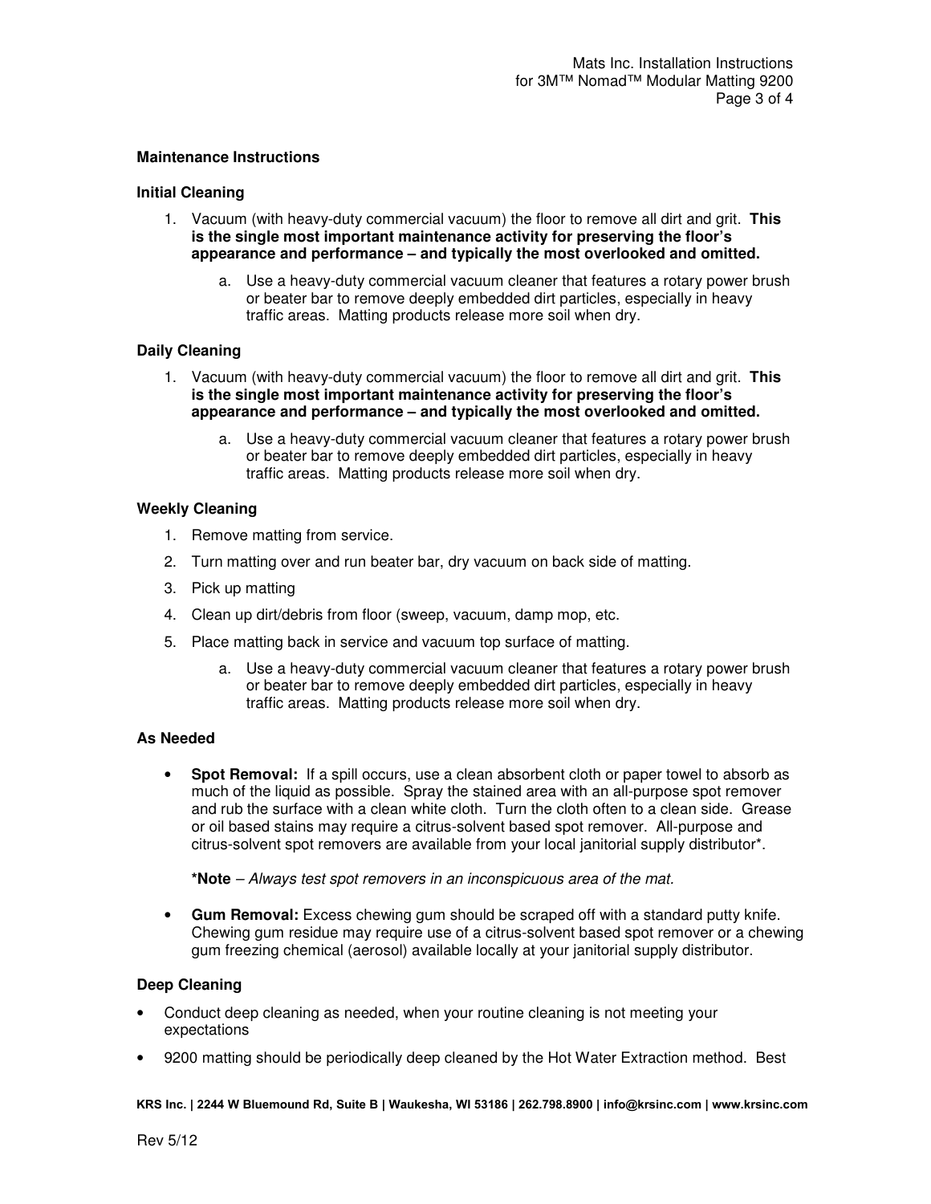## Maintenance Instructions

### Initial Cleaning

1. Vacuum (with heavy-duty commercial vacuum) the floor to remove all dirt and grit. **This is the single most important maintenance activity for preserving the floor's appearance and performance – and typically the most overlooked and omitted.**
    a. Use a heavy-duty commercial vacuum cleaner that features a rotary power brush or beater bar to remove deeply embedded dirt particles, especially in heavy traffic areas. Matting products release more soil when dry.

### Daily Cleaning

1. Vacuum (with heavy-duty commercial vacuum) the floor to remove all dirt and grit. **This is the single most important maintenance activity for preserving the floor's appearance and performance – and typically the most overlooked and omitted.**
    a. Use a heavy-duty commercial vacuum cleaner that features a rotary power brush or beater bar to remove deeply embedded dirt particles, especially in heavy traffic areas. Matting products release more soil when dry.

### Weekly Cleaning

1. Remove matting from service.
2. Turn matting over and run beater bar, dry vacuum on back side of matting.
3. Pick up matting
4. Clean up dirt/debris from floor (sweep, vacuum, damp mop, etc.
5. Place matting back in service and vacuum top surface of matting.
    a. Use a heavy-duty commercial vacuum cleaner that features a rotary power brush or beater bar to remove deeply embedded dirt particles, especially in heavy traffic areas. Matting products release more soil when dry.

### As Needed

- **Spot Removal:** If a spill occurs, use a clean absorbent cloth or paper towel to absorb as much of the liquid as possible. Spray the stained area with an all-purpose spot remover and rub the surface with a clean white cloth. Turn the cloth often to a clean side. Grease or oil based stains may require a citrus-solvent based spot remover. All-purpose and citrus-solvent spot removers are available from your local janitorial supply distributor*.

  **\*Note** – *Always test spot removers in an inconspicuous area of the mat.*

- **Gum Removal:** Excess chewing gum should be scraped off with a standard putty knife. Chewing gum residue may require use of a citrus-solvent based spot remover or a chewing gum freezing chemical (aerosol) available locally at your janitorial supply distributor.

### Deep Cleaning

- Conduct deep cleaning as needed, when your routine cleaning is not meeting your expectations
- 9200 matting should be periodically deep cleaned by the Hot Water Extraction method. Best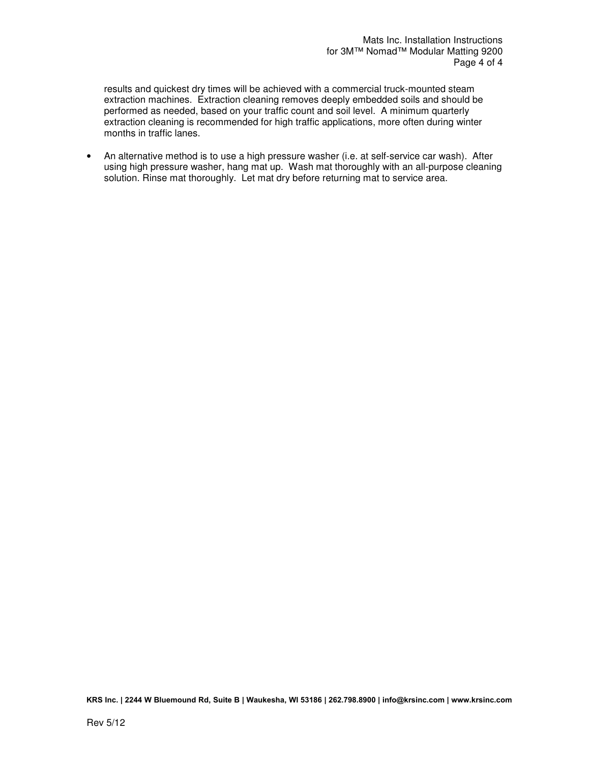results and quickest dry times will be achieved with a commercial truck-mounted steam extraction machines. Extraction cleaning removes deeply embedded soils and should be performed as needed, based on your traffic count and soil level. A minimum quarterly extraction cleaning is recommended for high traffic applications, more often during winter months in traffic lanes.

- An alternative method is to use a high pressure washer (i.e. at self-service car wash). After using high pressure washer, hang mat up. Wash mat thoroughly with an all-purpose cleaning solution. Rinse mat thoroughly. Let mat dry before returning mat to service area.

**KRS Inc. | 2244 W Bluemound Rd, Suite B | Waukesha, WI 53186 | 262.798.8900 | info@krsinc.com | www.krsinc.com**

Rev 5/12